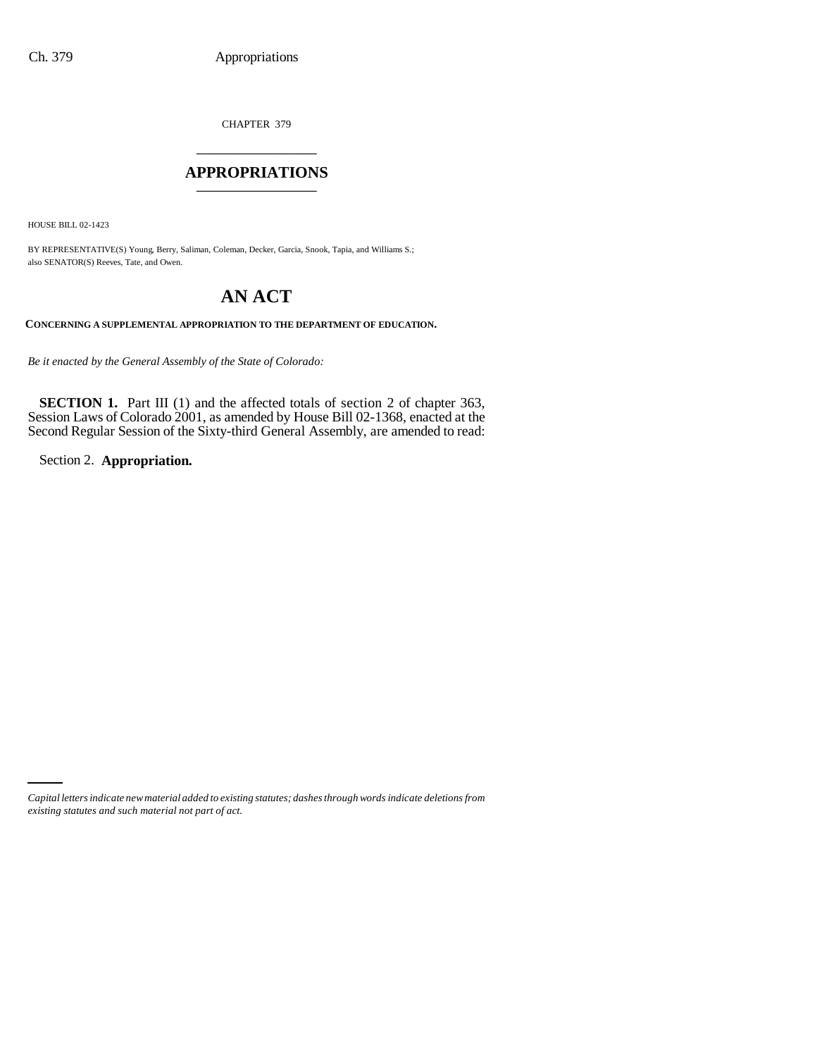CHAPTER 379

# APPROPRIATIONS

HOUSE BILL 02-1423

BY REPRESENTATIVE(S) Young, Berry, Saliman, Coleman, Decker, Garcia, Snook, Tapia, and Williams S.; also SENATOR(S) Reeves, Tate, and Owen.

## AN ACT

**CONCERNING A SUPPLEMENTAL APPROPRIATION TO THE DEPARTMENT OF EDUCATION.**

*Be it enacted by the General Assembly of the State of Colorado:*

**SECTION 1.** Part III (1) and the affected totals of section 2 of chapter 363, Session Laws of Colorado 2001, as amended by House Bill 02-1368, enacted at the Second Regular Session of the Sixty-third General Assembly, are amended to read:

Section 2. **Appropriation.**

*Capital letters indicate new material added to existing statutes; dashes through words indicate deletions from existing statutes and such material not part of act.*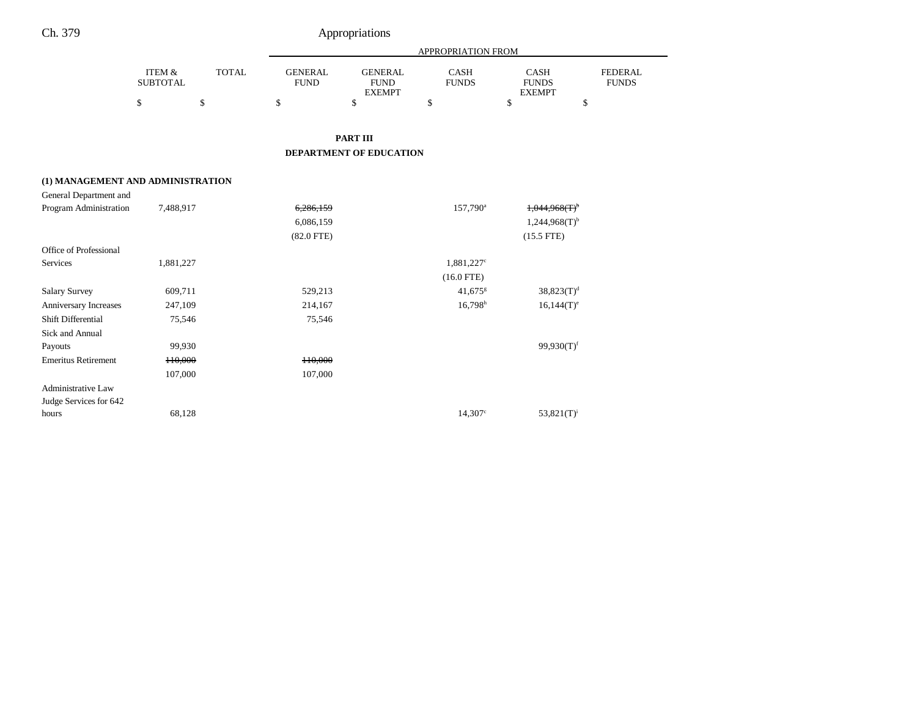## PART III

## DEPARTMENT OF EDUCATION

| | ITEM & SUBTOTAL | TOTAL | GENERAL FUND | GENERAL FUND EXEMPT | CASH FUNDS | CASH FUNDS EXEMPT | FEDERAL FUNDS |
|---|---|---|---|---|---|---|---|
| | $ | $ | $ | $ | $ | $ | $ |
| **(1) MANAGEMENT AND ADMINISTRATION** | | | | | | | |
| General Department and Program Administration | 7,488,917 | | ~~6,286,159~~ | | 157,790[a] | ~~1,044,968(T)~~[b] | |
| | | | 6,086,159 | | | 1,244,968(T)[b] | |
| | | | (82.0 FTE) | | | (15.5 FTE) | |
| Office of Professional Services | 1,881,227 | | | | 1,881,227[c] | | |
| | | | | | (16.0 FTE) | | |
| Salary Survey | 609,711 | | 529,213 | | 41,675[g] | 38,823(T)[d] | |
| Anniversary Increases | 247,109 | | 214,167 | | 16,798[h] | 16,144(T)[e] | |
| Shift Differential | 75,546 | | 75,546 | | | | |
| Sick and Annual Payouts | 99,930 | | | | | 99,930(T)[f] | |
| Emeritus Retirement | ~~110,000~~ | | ~~110,000~~ | | | | |
| | 107,000 | | 107,000 | | | | |
| Administrative Law Judge Services for 642 hours | 68,128 | | | | 14,307[c] | 53,821(T)[i] | |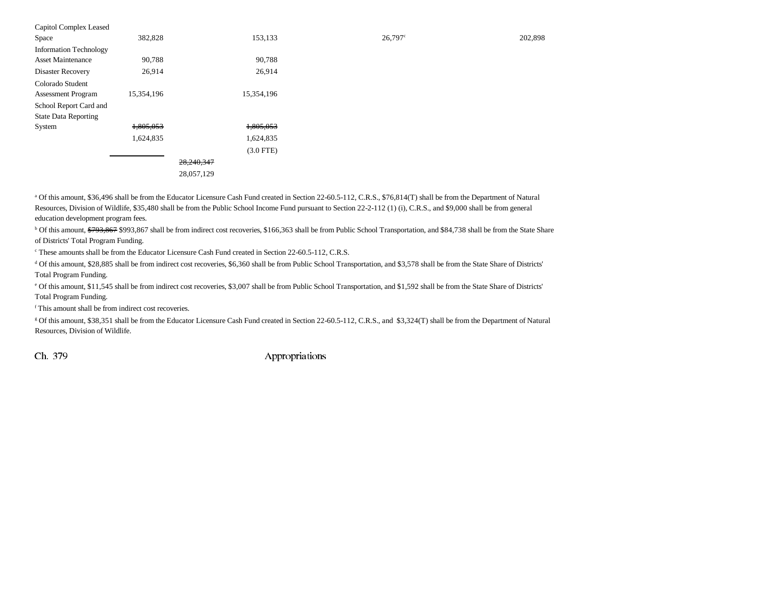| | | | | | |
|---|---|---|---|---|---|
| Capitol Complex Leased Space | 382,828 | | 153,133 | 26,797[c] | 202,898 |
| Information Technology Asset Maintenance | 90,788 | | 90,788 | | |
| Disaster Recovery | 26,914 | | 26,914 | | |
| Colorado Student Assessment Program | 15,354,196 | | 15,354,196 | | |
| School Report Card and State Data Reporting System | ~~1,805,053~~ 1,624,835 | | ~~1,805,053~~ 1,624,835 (3.0 FTE) | | |
| | | ~~28,240,347~~ 28,057,129 | | | |

[a] Of this amount, $36,496 shall be from the Educator Licensure Cash Fund created in Section 22-60.5-112, C.R.S., $76,814(T) shall be from the Department of Natural Resources, Division of Wildlife, $35,480 shall be from the Public School Income Fund pursuant to Section 22-2-112 (1) (i), C.R.S., and $9,000 shall be from general education development program fees.

[b] Of this amount, ~~$793,867~~ $993,867 shall be from indirect cost recoveries, $166,363 shall be from Public School Transportation, and $84,738 shall be from the State Share of Districts' Total Program Funding.

[c] These amounts shall be from the Educator Licensure Cash Fund created in Section 22-60.5-112, C.R.S.

[d] Of this amount, $28,885 shall be from indirect cost recoveries, $6,360 shall be from Public School Transportation, and $3,578 shall be from the State Share of Districts' Total Program Funding.

[e] Of this amount, $11,545 shall be from indirect cost recoveries, $3,007 shall be from Public School Transportation, and $1,592 shall be from the State Share of Districts' Total Program Funding.

[f] This amount shall be from indirect cost recoveries.

[g] Of this amount, $38,351 shall be from the Educator Licensure Cash Fund created in Section 22-60.5-112, C.R.S., and $3,324(T) shall be from the Department of Natural Resources, Division of Wildlife.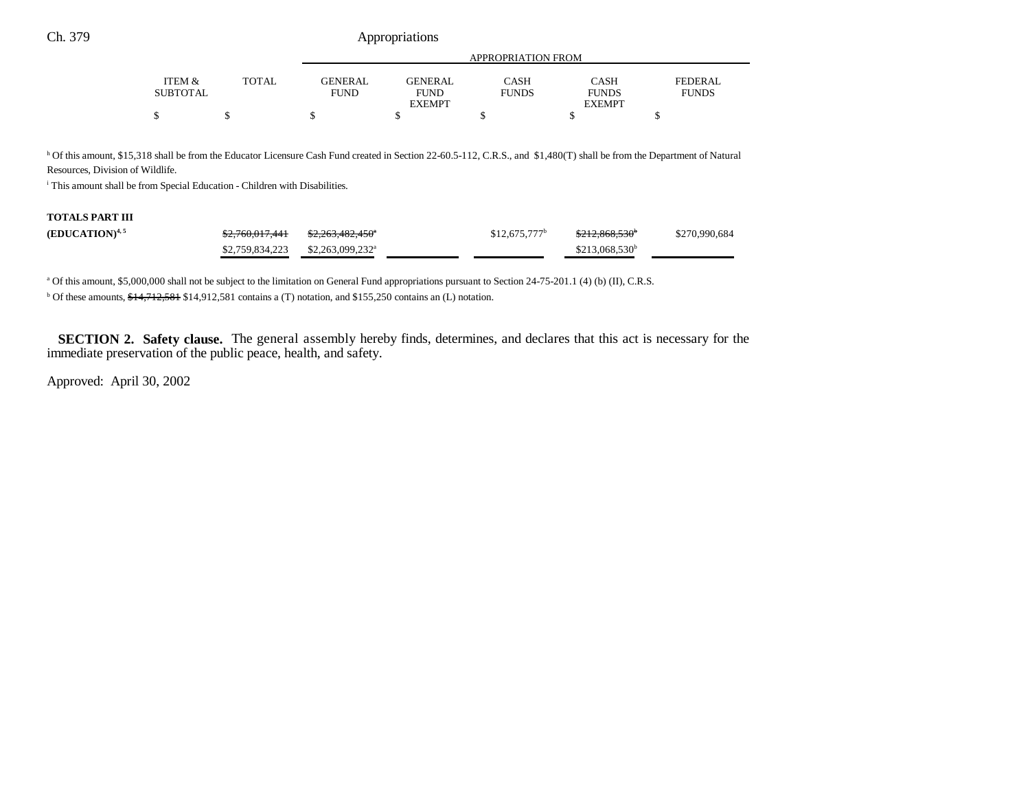| | ITEM & SUBTOTAL | TOTAL | GENERAL FUND | GENERAL FUND EXEMPT | CASH FUNDS | CASH FUNDS EXEMPT | FEDERAL FUNDS |
|---|---|---|---|---|---|---|---|
| | | | APPROPRIATION FROM | | | | |
| | $ | $ | $ | $ | $ | $ | $ |

[h] Of this amount, $15,318 shall be from the Educator Licensure Cash Fund created in Section 22-60.5-112, C.R.S., and $1,480(T) shall be from the Department of Natural Resources, Division of Wildlife.

[i] This amount shall be from Special Education - Children with Disabilities.

| | ITEM & SUBTOTAL | TOTAL | GENERAL FUND | GENERAL FUND EXEMPT | CASH FUNDS | CASH FUNDS EXEMPT | FEDERAL FUNDS |
|---|---|---|---|---|---|---|---|
| **TOTALS PART III (EDUCATION)[4, 5]** | | ~~$2,760,017,441~~ | ~~$2,263,482,450[a]~~ | | $12,675,777[b] | ~~$212,868,530[b]~~ | $270,990,684 |
| | | $2,759,834,223 | $2,263,099,232[a] | | | $213,068,530[b] | |

[a] Of this amount, $5,000,000 shall not be subject to the limitation on General Fund appropriations pursuant to Section 24-75-201.1 (4) (b) (II), C.R.S.

[b] Of these amounts, ~~$14,712,581~~ $14,912,581 contains a (T) notation, and $155,250 contains an (L) notation.

**SECTION 2. Safety clause.** The general assembly hereby finds, determines, and declares that this act is necessary for the immediate preservation of the public peace, health, and safety.

Approved: April 30, 2002